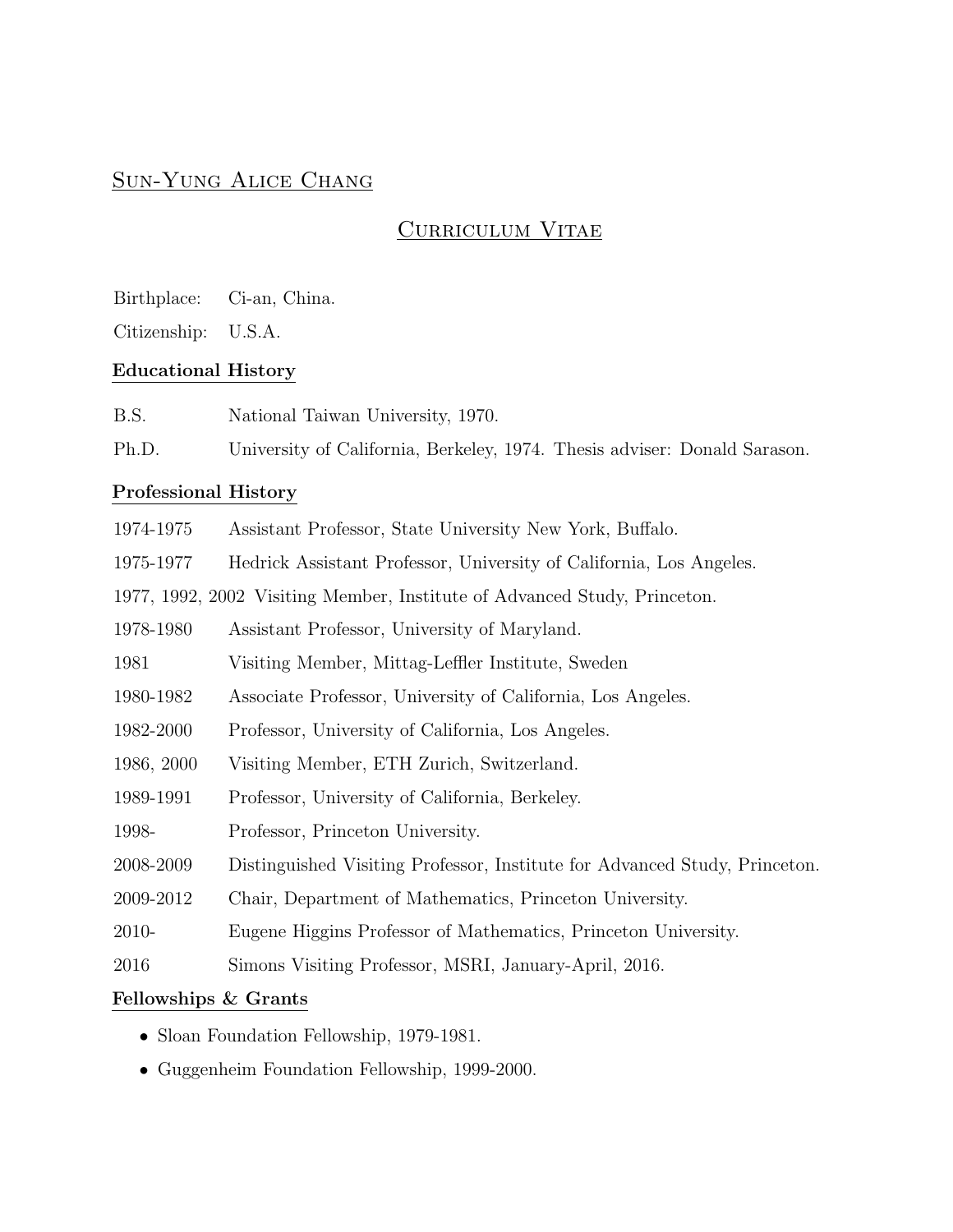# Sun-Yung Alice Chang

## Curriculum Vitae

Birthplace: Ci-an, China.

Citizenship: U.S.A.

### Educational History

| | |
|---|---|
| B.S. | National Taiwan University, 1970. |
| Ph.D. | University of California, Berkeley, 1974. Thesis adviser: Donald Sarason. |

### Professional History

| | |
|---|---|
| 1974-1975 | Assistant Professor, State University New York, Buffalo. |
| 1975-1977 | Hedrick Assistant Professor, University of California, Los Angeles. |
| 1977, 1992, 2002 | Visiting Member, Institute of Advanced Study, Princeton. |
| 1978-1980 | Assistant Professor, University of Maryland. |
| 1981 | Visiting Member, Mittag-Leffler Institute, Sweden |
| 1980-1982 | Associate Professor, University of California, Los Angeles. |
| 1982-2000 | Professor, University of California, Los Angeles. |
| 1986, 2000 | Visiting Member, ETH Zurich, Switzerland. |
| 1989-1991 | Professor, University of California, Berkeley. |
| 1998- | Professor, Princeton University. |
| 2008-2009 | Distinguished Visiting Professor, Institute for Advanced Study, Princeton. |
| 2009-2012 | Chair, Department of Mathematics, Princeton University. |
| 2010- | Eugene Higgins Professor of Mathematics, Princeton University. |
| 2016 | Simons Visiting Professor, MSRI, January-April, 2016. |

### Fellowships & Grants

- Sloan Foundation Fellowship, 1979-1981.
- Guggenheim Foundation Fellowship, 1999-2000.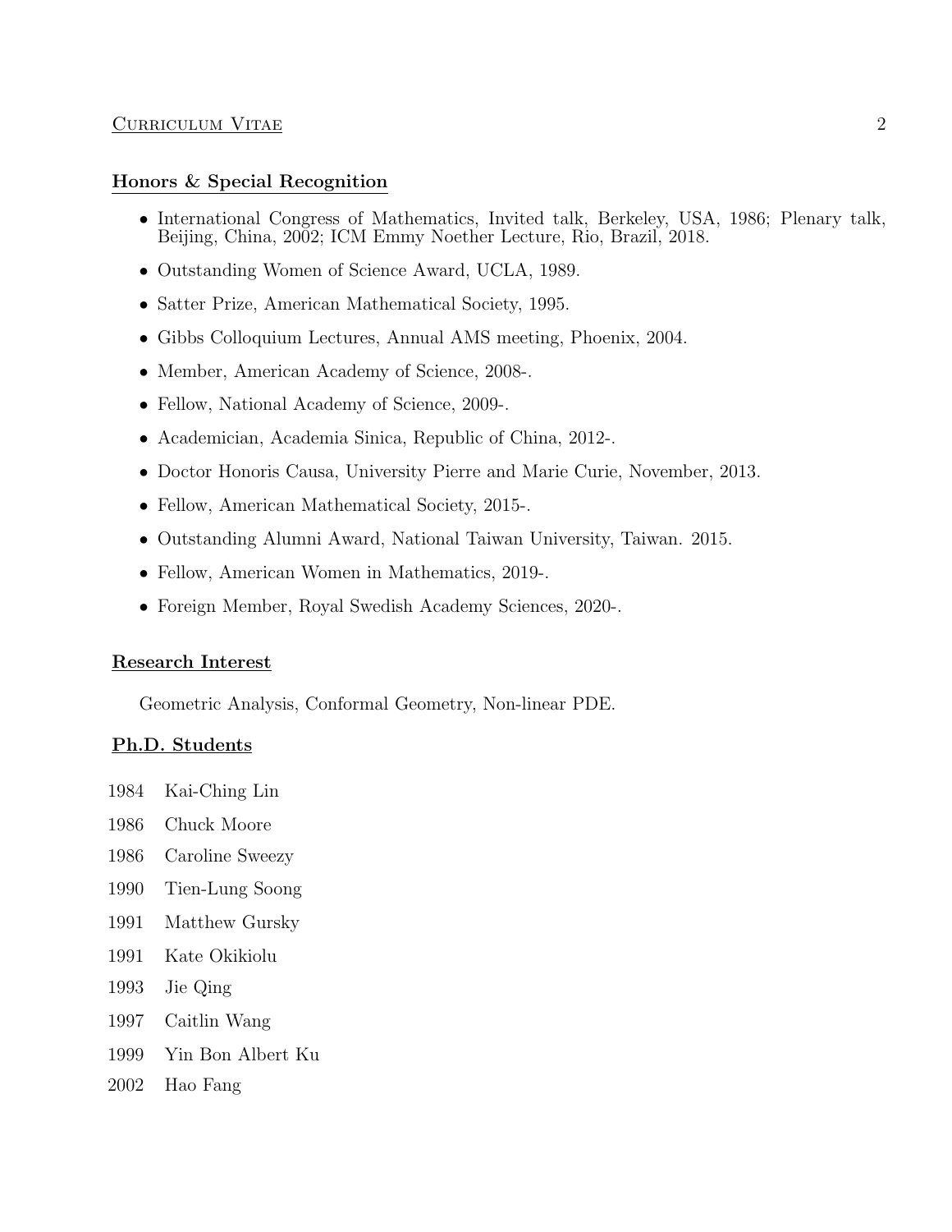## Honors & Special Recognition

- International Congress of Mathematics, Invited talk, Berkeley, USA, 1986; Plenary talk, Beijing, China, 2002; ICM Emmy Noether Lecture, Rio, Brazil, 2018.
- Outstanding Women of Science Award, UCLA, 1989.
- Satter Prize, American Mathematical Society, 1995.
- Gibbs Colloquium Lectures, Annual AMS meeting, Phoenix, 2004.
- Member, American Academy of Science, 2008-.
- Fellow, National Academy of Science, 2009-.
- Academician, Academia Sinica, Republic of China, 2012-.
- Doctor Honoris Causa, University Pierre and Marie Curie, November, 2013.
- Fellow, American Mathematical Society, 2015-.
- Outstanding Alumni Award, National Taiwan University, Taiwan. 2015.
- Fellow, American Women in Mathematics, 2019-.
- Foreign Member, Royal Swedish Academy Sciences, 2020-.

## Research Interest

Geometric Analysis, Conformal Geometry, Non-linear PDE.

## Ph.D. Students

1984 Kai-Ching Lin

1986 Chuck Moore

1986 Caroline Sweezy

1990 Tien-Lung Soong

1991 Matthew Gursky

1991 Kate Okikiolu

1993 Jie Qing

1997 Caitlin Wang

1999 Yin Bon Albert Ku

2002 Hao Fang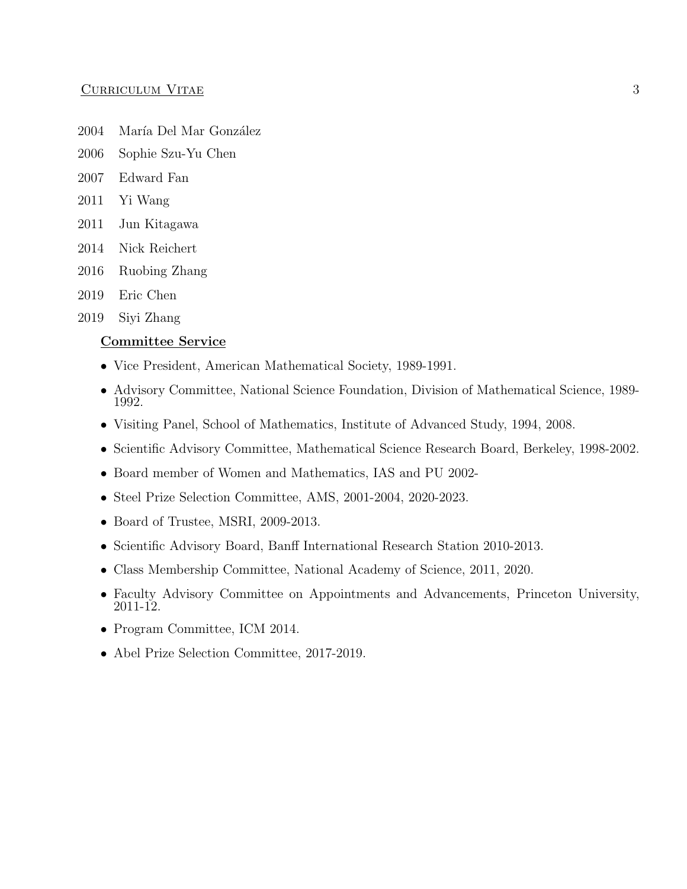2004 María Del Mar González

2006 Sophie Szu-Yu Chen

2007 Edward Fan

2011 Yi Wang

2011 Jun Kitagawa

2014 Nick Reichert

2016 Ruobing Zhang

2019 Eric Chen

2019 Siyi Zhang

**Committee Service**

- Vice President, American Mathematical Society, 1989-1991.
- Advisory Committee, National Science Foundation, Division of Mathematical Science, 1989-1992.
- Visiting Panel, School of Mathematics, Institute of Advanced Study, 1994, 2008.
- Scientific Advisory Committee, Mathematical Science Research Board, Berkeley, 1998-2002.
- Board member of Women and Mathematics, IAS and PU 2002-
- Steel Prize Selection Committee, AMS, 2001-2004, 2020-2023.
- Board of Trustee, MSRI, 2009-2013.
- Scientific Advisory Board, Banff International Research Station 2010-2013.
- Class Membership Committee, National Academy of Science, 2011, 2020.
- Faculty Advisory Committee on Appointments and Advancements, Princeton University, 2011-12.
- Program Committee, ICM 2014.
- Abel Prize Selection Committee, 2017-2019.